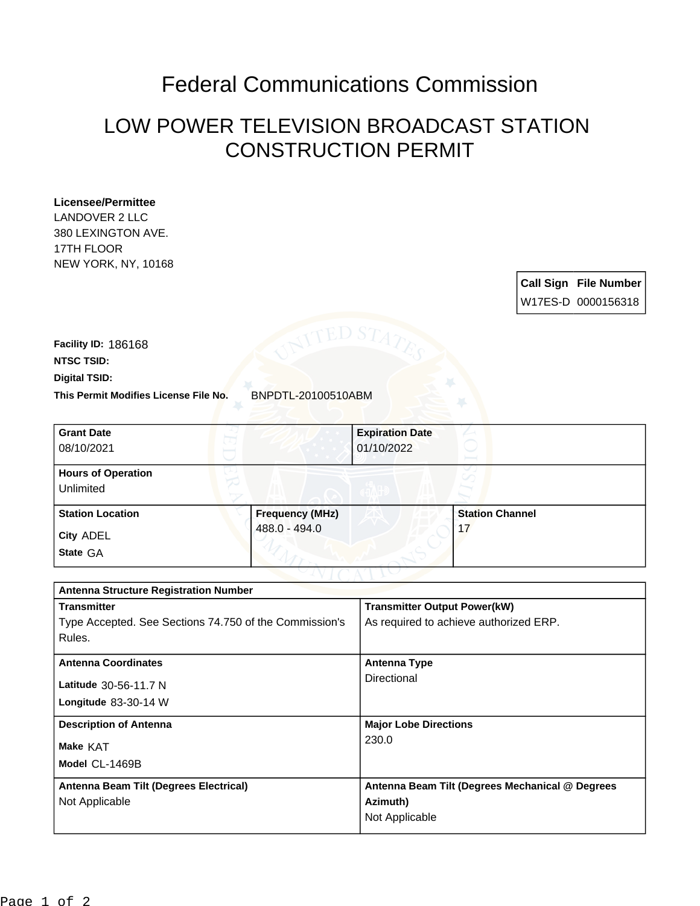# Federal Communications Commission

## LOW POWER TELEVISION BROADCAST STATION CONSTRUCTION PERMIT

**Licensee/Permittee**
LANDOVER 2 LLC
380 LEXINGTON AVE.
17TH FLOOR
NEW YORK, NY, 10168

| Call Sign | File Number |
| --- | --- |
| W17ES-D | 0000156318 |

**Facility ID:** 186168
**NTSC TSID:**
**Digital TSID:**
**This Permit Modifies License File No.** BNPDTL-20100510ABM

| Grant Date | Expiration Date |
| --- | --- |
| 08/10/2021 | 01/10/2022 |

| Hours of Operation |
| --- |
| Unlimited |

| Station Location | Frequency (MHz) | Station Channel |
| --- | --- | --- |
| City ADEL<br>State GA | 488.0 - 494.0 | 17 |

| Antenna Structure Registration Number | |
| --- | --- |
| **Transmitter**<br>Type Accepted. See Sections 74.750 of the Commission's Rules. | **Transmitter Output Power(kW)**<br>As required to achieve authorized ERP. |
| **Antenna Coordinates**<br>Latitude 30-56-11.7 N<br>Longitude 83-30-14 W | **Antenna Type**<br>Directional |
| **Description of Antenna**<br>Make KAT<br>Model CL-1469B | **Major Lobe Directions**<br>230.0 |
| **Antenna Beam Tilt (Degrees Electrical)**<br>Not Applicable | **Antenna Beam Tilt (Degrees Mechanical @ Degrees Azimuth)**<br>Not Applicable |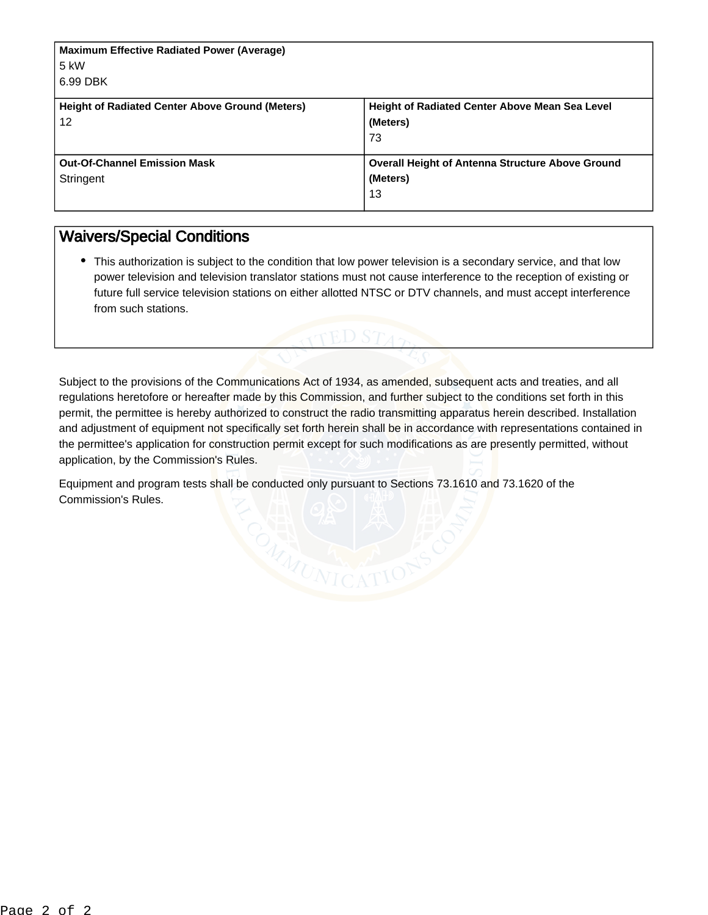| | |
|---|---|
| **Maximum Effective Radiated Power (Average)**<br>5 kW<br>6.99 DBK | |
| **Height of Radiated Center Above Ground (Meters)**<br>12 | **Height of Radiated Center Above Mean Sea Level (Meters)**<br>73 |
| **Out-Of-Channel Emission Mask**<br>Stringent | **Overall Height of Antenna Structure Above Ground (Meters)**<br>13 |

## Waivers/Special Conditions

- This authorization is subject to the condition that low power television is a secondary service, and that low power television and television translator stations must not cause interference to the reception of existing or future full service television stations on either allotted NTSC or DTV channels, and must accept interference from such stations.

Subject to the provisions of the Communications Act of 1934, as amended, subsequent acts and treaties, and all regulations heretofore or hereafter made by this Commission, and further subject to the conditions set forth in this permit, the permittee is hereby authorized to construct the radio transmitting apparatus herein described. Installation and adjustment of equipment not specifically set forth herein shall be in accordance with representations contained in the permittee's application for construction permit except for such modifications as are presently permitted, without application, by the Commission's Rules.

Equipment and program tests shall be conducted only pursuant to Sections 73.1610 and 73.1620 of the Commission's Rules.